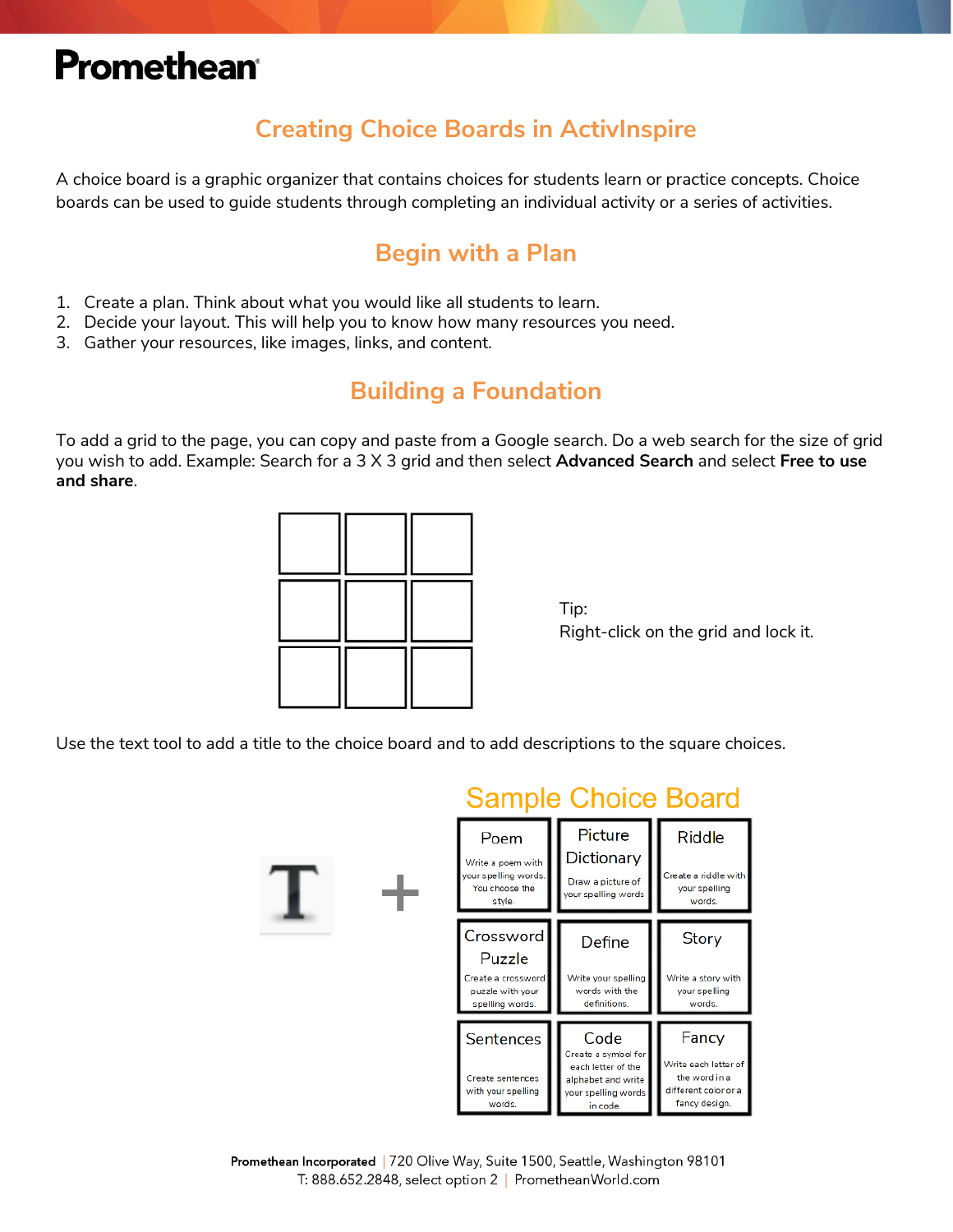# Creating Choice Boards in ActivInspire

A choice board is a graphic organizer that contains choices for students learn or practice concepts. Choice boards can be used to guide students through completing an individual activity or a series of activities.

## Begin with a Plan

1. Create a plan. Think about what you would like all students to learn.
2. Decide your layout. This will help you to know how many resources you need.
3. Gather your resources, like images, links, and content.

## Building a Foundation

To add a grid to the page, you can copy and paste from a Google search. Do a web search for the size of grid you wish to add. Example: Search for a 3 X 3 grid and then select **Advanced Search** and select **Free to use and share**.

| | | |
|---|---|---|
| | | |
| | | |
| | | |

Tip:
Right-click on the grid and lock it.

Use the text tool to add a title to the choice board and to add descriptions to the square choices.

T +

**Sample Choice Board**

| | | |
|---|---|---|
| Poem<br>Write a poem with your spelling words. You choose the style. | Picture Dictionary<br>Draw a picture of your spelling words | Riddle<br>Create a riddle with your spelling words. |
| Crossword Puzzle<br>Create a crossword puzzle with your spelling words. | Define<br>Write your spelling words with the definitions. | Story<br>Write a story with your spelling words. |
| Sentences<br>Create sentences with your spelling words. | Code<br>Create a symbol for each letter of the alphabet and write your spelling words in code. | Fancy<br>Write each letter of the word in a different color or a fancy design. |

**Promethean Incorporated** | 720 Olive Way, Suite 1500, Seattle, Washington 98101
T: 888.652.2848, select option 2 | PrometheanWorld.com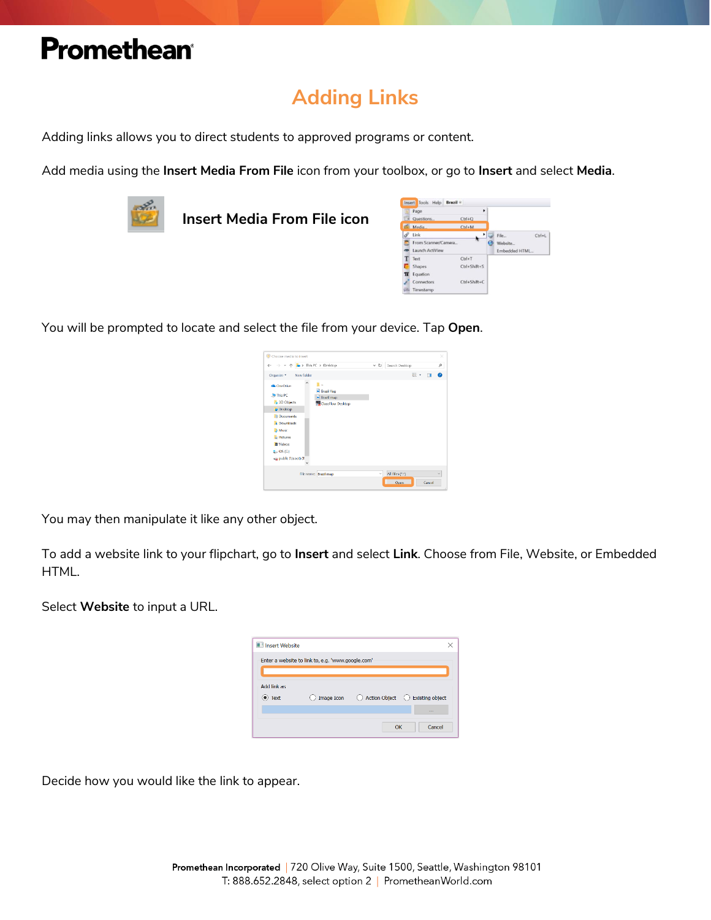# Adding Links

Adding links allows you to direct students to approved programs or content.

Add media using the **Insert Media From File** icon from your toolbox, or go to **Insert** and select **Media**.

**Insert Media From File icon**

You will be prompted to locate and select the file from your device. Tap **Open**.

You may then manipulate it like any other object.

To add a website link to your flipchart, go to **Insert** and select **Link**. Choose from File, Website, or Embedded HTML.

Select **Website** to input a URL.

Decide how you would like the link to appear.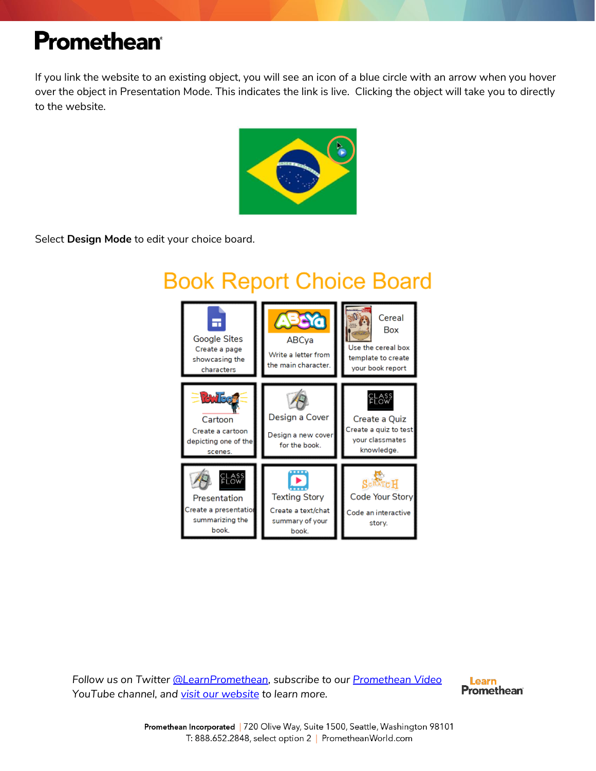If you link the website to an existing object, you will see an icon of a blue circle with an arrow when you hover over the object in Presentation Mode. This indicates the link is live. Clicking the object will take you to directly to the website.

Select **Design Mode** to edit your choice board.

Book Report Choice Board

| | | |
|---|---|---|
| Google Sites<br>Create a page showcasing the characters | ABCya<br>Write a letter from the main character. | Cereal Box<br>Use the cereal box template to create your book report |
| Cartoon<br>Create a cartoon depicting one of the scenes. | Design a Cover<br>Design a new cover for the book. | Create a Quiz<br>Create a quiz to test your classmates knowledge. |
| Presentation<br>Create a presentation summarizing the book. | Texting Story<br>Create a text/chat summary of your book. | Code Your Story<br>Code an interactive story. |